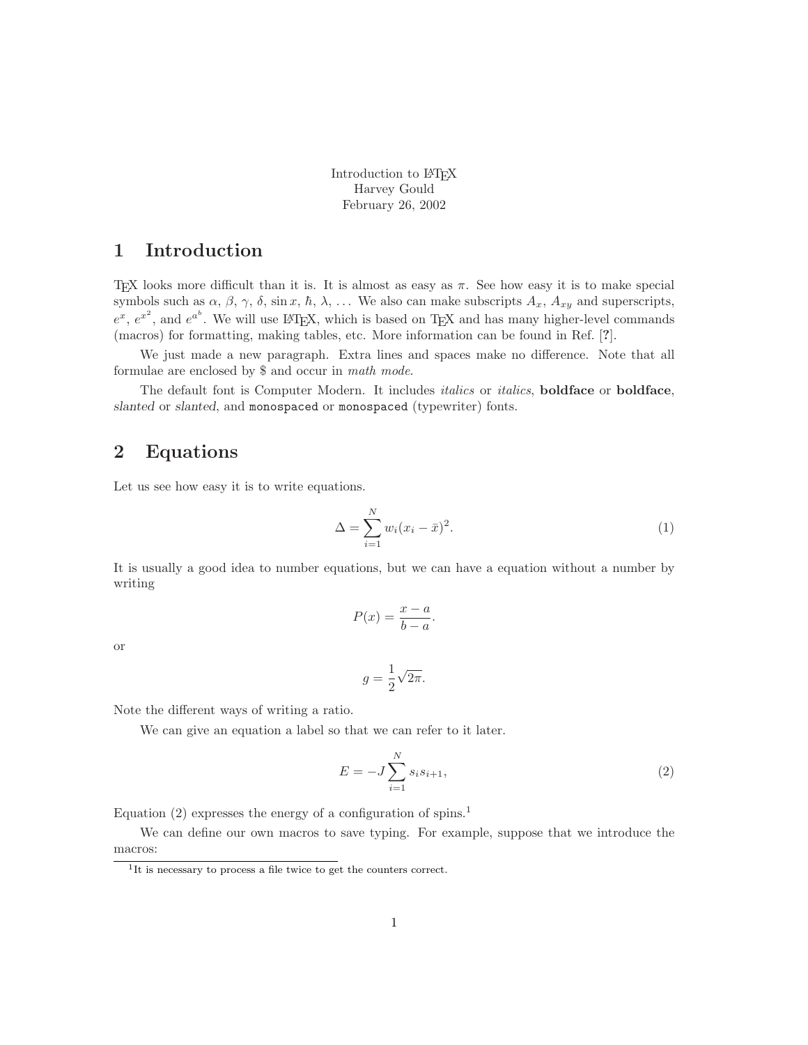Introduction to LaTeX
Harvey Gould
February 26, 2002

# 1 Introduction

TeX looks more difficult than it is. It is almost as easy as $\pi$. See how easy it is to make special symbols such as $\alpha$, $\beta$, $\gamma$, $\delta$, $\sin x$, $\hbar$, $\lambda$, $\ldots$ We also can make subscripts $A_x$, $A_{xy}$ and superscripts, $e^x$, $e^{x^2}$, and $e^{a^b}$. We will use LaTeX, which is based on TeX and has many higher-level commands (macros) for formatting, making tables, etc. More information can be found in Ref. [**?**].

We just made a new paragraph. Extra lines and spaces make no difference. Note that all formulae are enclosed by $ and occur in *math mode*.

The default font is Computer Modern. It includes *italics* or *italics*, **boldface** or **boldface**, *slanted* or *slanted*, and `monospaced` or `monospaced` (typewriter) fonts.

# 2 Equations

Let us see how easy it is to write equations.

$$\Delta = \sum_{i=1}^{N} w_i (x_i - \bar{x})^2. \tag{1}$$

It is usually a good idea to number equations, but we can have a equation without a number by writing

$$P(x) = \frac{x - a}{b - a}.$$

or

$$g = \frac{1}{2}\sqrt{2\pi}.$$

Note the different ways of writing a ratio.

We can give an equation a label so that we can refer to it later.

$$E = -J \sum_{i=1}^{N} s_i s_{i+1}, \tag{2}$$

Equation (2) expresses the energy of a configuration of spins.[1]

We can define our own macros to save typing. For example, suppose that we introduce the macros:

[1] It is necessary to process a file twice to get the counters correct.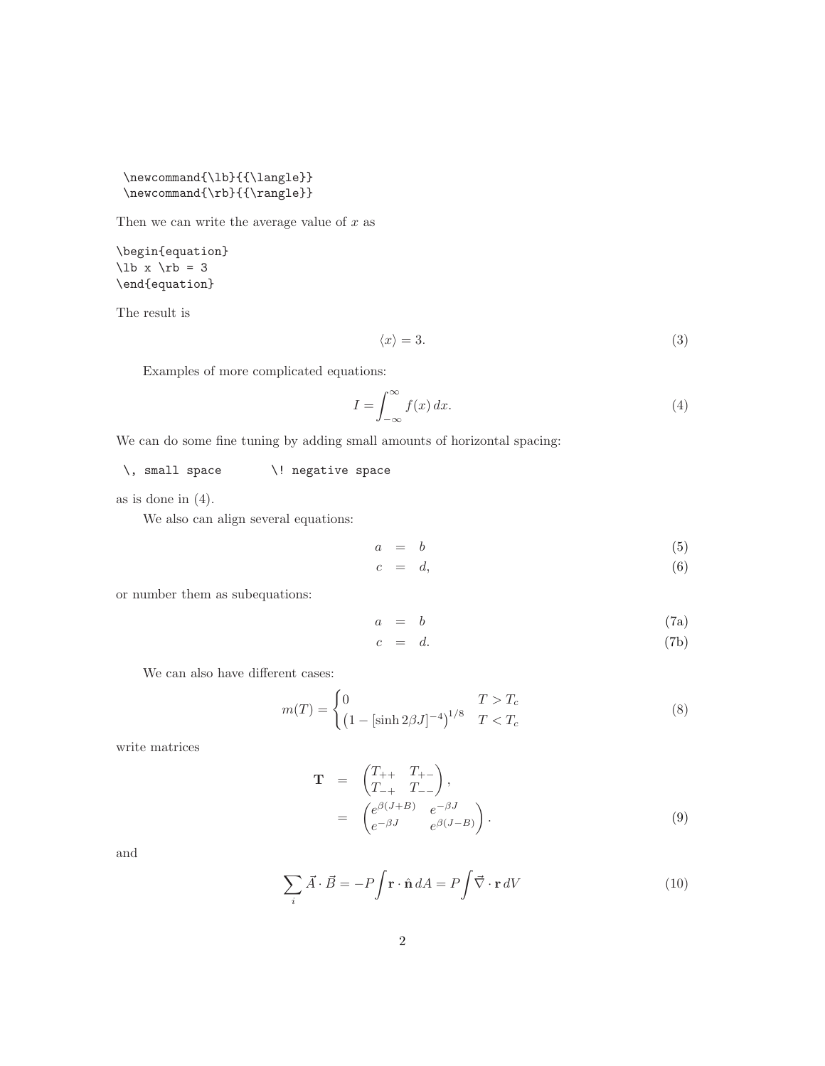```
\newcommand{\lb}{{\langle}}
\newcommand{\rb}{{\rangle}}
```

Then we can write the average value of $x$ as

```
\begin{equation}
\lb x \rb = 3
\end{equation}
```

The result is

$$\langle x \rangle = 3. \tag{3}$$

Examples of more complicated equations:

$$I = \int_{-\infty}^{\infty} f(x)\, dx. \tag{4}$$

We can do some fine tuning by adding small amounts of horizontal spacing:

```
\, small space        \! negative space
```

as is done in (4).

We also can align several equations:

$$a = b \tag{5}$$

$$c = d, \tag{6}$$

or number them as subequations:

$$a = b \tag{7a}$$

$$c = d. \tag{7b}$$

We can also have different cases:

$$m(T) = \begin{cases} 0 & T > T_c \\ \left(1 - [\sinh 2\beta J]^{-4}\right)^{1/8} & T < T_c \end{cases} \tag{8}$$

write matrices

$$\begin{aligned} \mathbf{T} &= \begin{pmatrix} T_{++} & T_{+-} \\ T_{-+} & T_{--} \end{pmatrix}, \\ &= \begin{pmatrix} e^{\beta(J+B)} & e^{-\beta J} \\ e^{-\beta J} & e^{\beta(J-B)} \end{pmatrix}. \end{aligned} \tag{9}$$

and

$$\sum_i \vec{A} \cdot \vec{B} = -P \int \mathbf{r} \cdot \hat{\mathbf{n}}\, dA = P \int \vec{\nabla} \cdot \mathbf{r}\, dV \tag{10}$$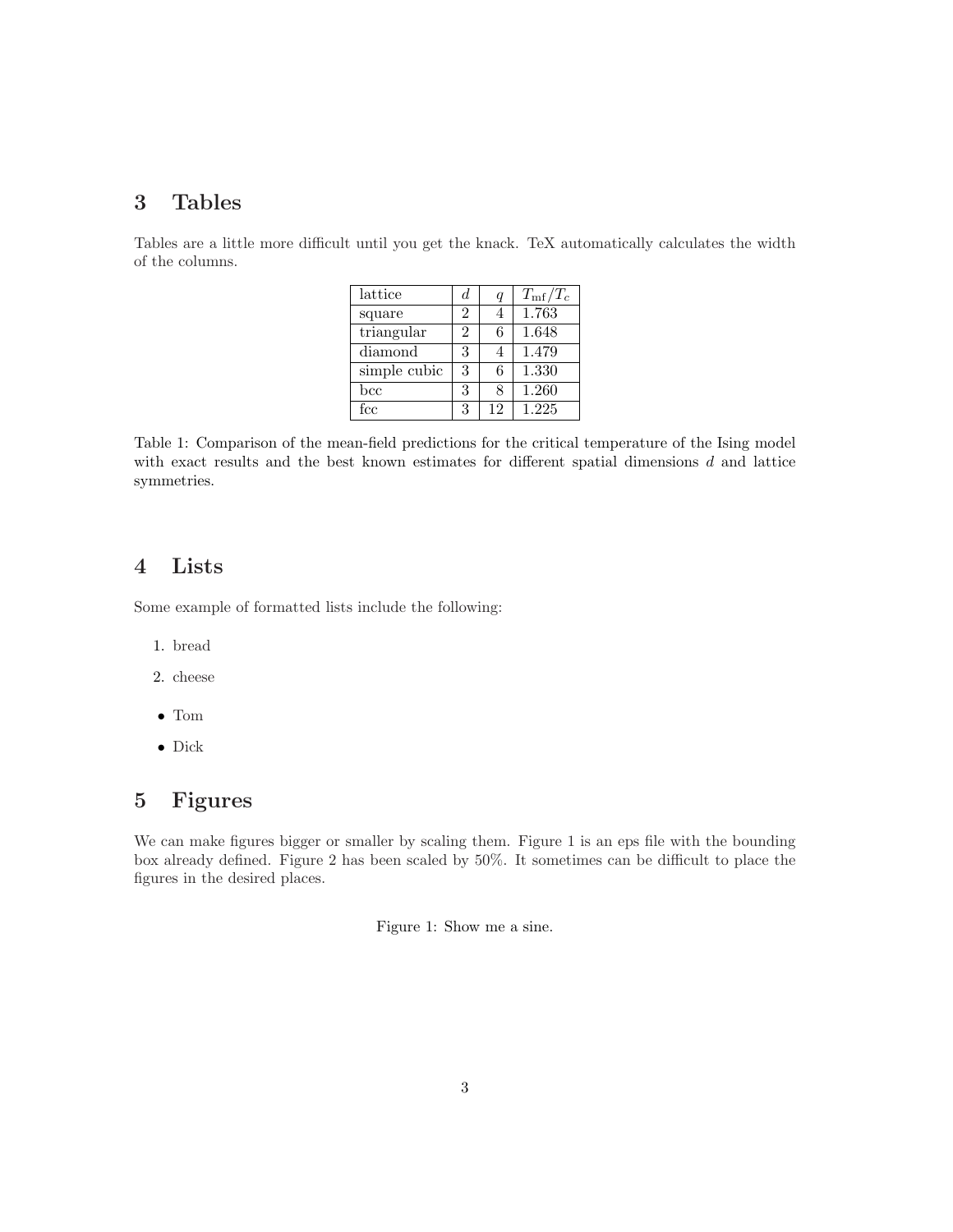## 3 Tables

Tables are a little more difficult until you get the knack. TeX automatically calculates the width of the columns.

| lattice | $d$ | $q$ | $T_{\rm mf}/T_c$ |
|---|---|---|---|
| square | 2 | 4 | 1.763 |
| triangular | 2 | 6 | 1.648 |
| diamond | 3 | 4 | 1.479 |
| simple cubic | 3 | 6 | 1.330 |
| bcc | 3 | 8 | 1.260 |
| fcc | 3 | 12 | 1.225 |

Table 1: Comparison of the mean-field predictions for the critical temperature of the Ising model with exact results and the best known estimates for different spatial dimensions $d$ and lattice symmetries.

## 4 Lists

Some example of formatted lists include the following:

1. bread
2. cheese

- Tom
- Dick

## 5 Figures

We can make figures bigger or smaller by scaling them. Figure 1 is an eps file with the bounding box already defined. Figure 2 has been scaled by 50%. It sometimes can be difficult to place the figures in the desired places.

Figure 1: Show me a sine.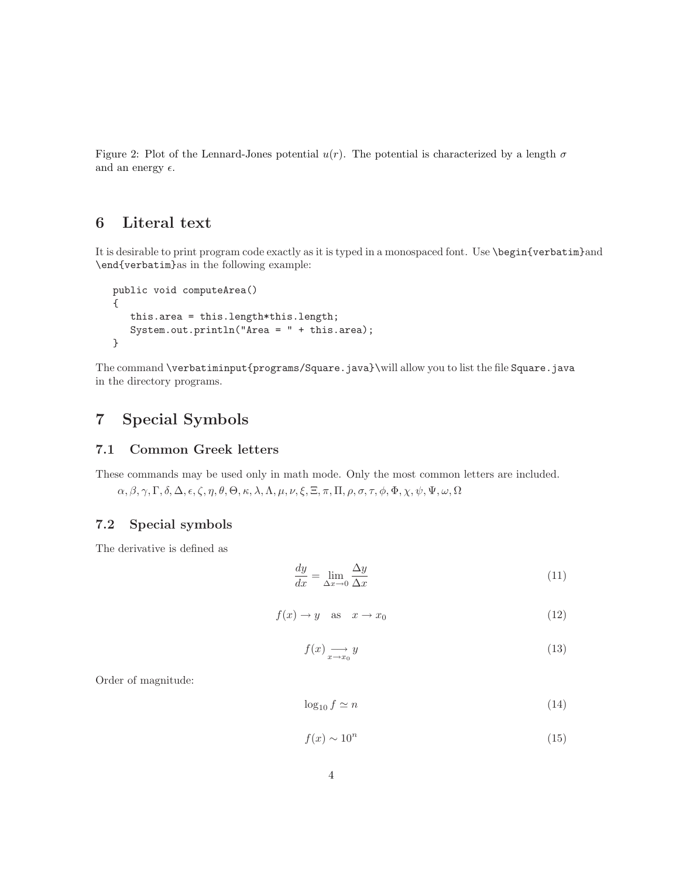Figure 2: Plot of the Lennard-Jones potential $u(r)$. The potential is characterized by a length $\sigma$ and an energy $\epsilon$.

## 6 Literal text

It is desirable to print program code exactly as it is typed in a monospaced font. Use `\begin{verbatim}`and `\end{verbatim}`as in the following example:

```
public void computeArea()
{
   this.area = this.length*this.length;
   System.out.println("Area = " + this.area);
}
```

The command `\verbatiminput{programs/Square.java}`\will allow you to list the file `Square.java` in the directory programs.

## 7 Special Symbols

### 7.1 Common Greek letters

These commands may be used only in math mode. Only the most common letters are included.

$\alpha, \beta, \gamma, \Gamma, \delta, \Delta, \epsilon, \zeta, \eta, \theta, \Theta, \kappa, \lambda, \Lambda, \mu, \nu, \xi, \Xi, \pi, \Pi, \rho, \sigma, \tau, \phi, \Phi, \chi, \psi, \Psi, \omega, \Omega$

### 7.2 Special symbols

The derivative is defined as

$$\frac{dy}{dx} = \lim_{\Delta x \to 0} \frac{\Delta y}{\Delta x} \tag{11}$$

$$f(x) \to y \quad \text{as} \quad x \to x_0 \tag{12}$$

$$f(x) \underset{x \to x_0}{\longrightarrow} y \tag{13}$$

Order of magnitude:

$$\log_{10} f \simeq n \tag{14}$$

$$f(x) \sim 10^n \tag{15}$$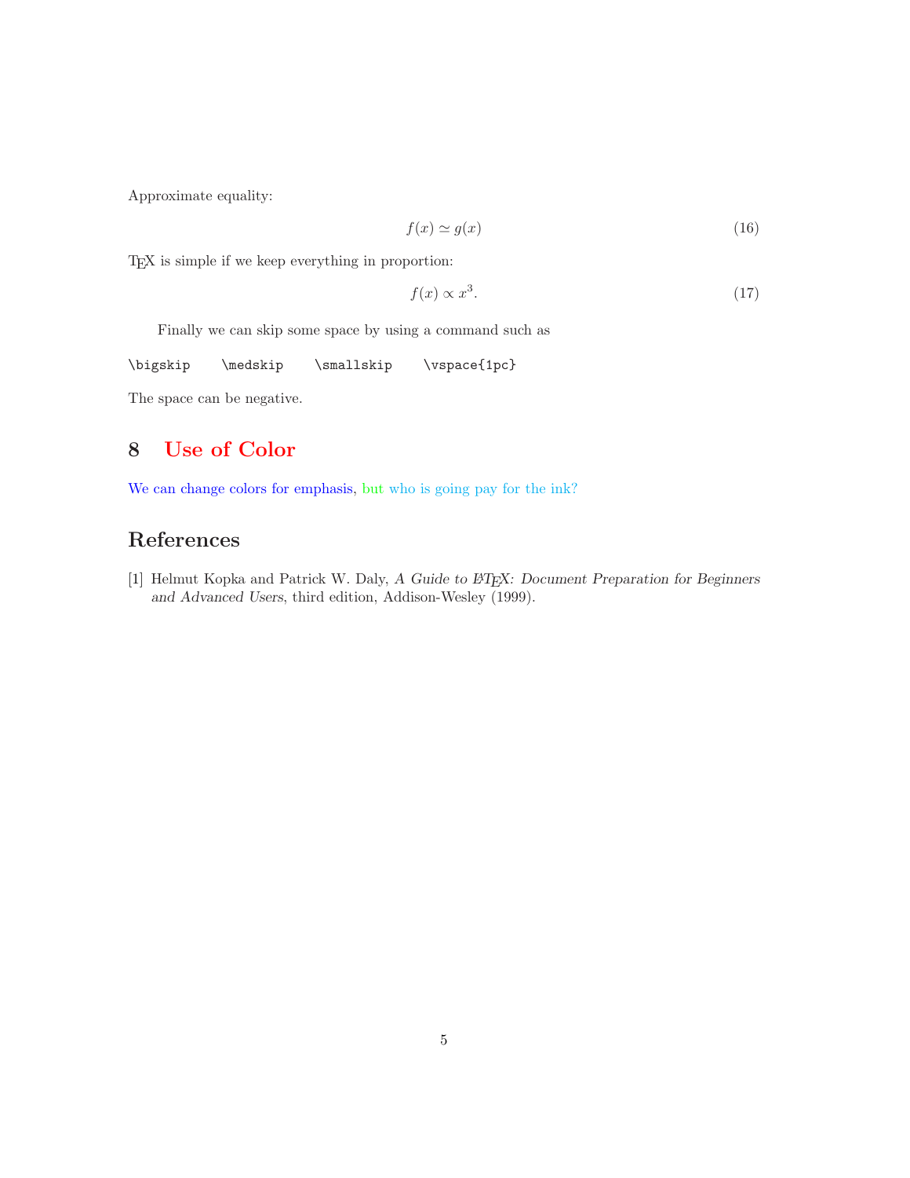Approximate equality:

$$f(x) \simeq g(x) \tag{16}$$

TeX is simple if we keep everything in proportion:

$$f(x) \propto x^3. \tag{17}$$

Finally we can skip some space by using a command such as

```
\bigskip    \medskip    \smallskip    \vspace{1pc}
```

The space can be negative.

## 8 Use of Color

We can change colors for emphasis, but who is going pay for the ink?

## References

[1] Helmut Kopka and Patrick W. Daly, *A Guide to LaTeX: Document Preparation for Beginners and Advanced Users*, third edition, Addison-Wesley (1999).